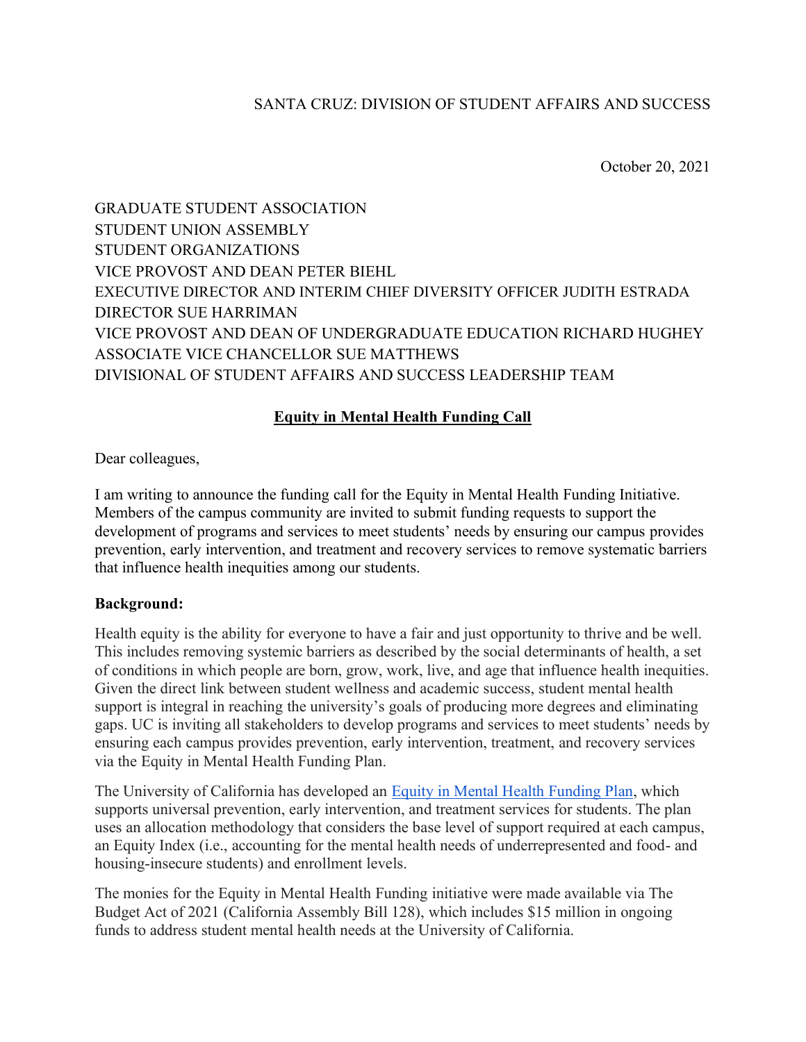SANTA CRUZ: DIVISION OF STUDENT AFFAIRS AND SUCCESS

October 20, 2021

GRADUATE STUDENT ASSOCIATION
STUDENT UNION ASSEMBLY
STUDENT ORGANIZATIONS
VICE PROVOST AND DEAN PETER BIEHL
EXECUTIVE DIRECTOR AND INTERIM CHIEF DIVERSITY OFFICER JUDITH ESTRADA
DIRECTOR SUE HARRIMAN
VICE PROVOST AND DEAN OF UNDERGRADUATE EDUCATION RICHARD HUGHEY
ASSOCIATE VICE CHANCELLOR SUE MATTHEWS
DIVISIONAL OF STUDENT AFFAIRS AND SUCCESS LEADERSHIP TEAM

## Equity in Mental Health Funding Call

Dear colleagues,

I am writing to announce the funding call for the Equity in Mental Health Funding Initiative. Members of the campus community are invited to submit funding requests to support the development of programs and services to meet students' needs by ensuring our campus provides prevention, early intervention, and treatment and recovery services to remove systematic barriers that influence health inequities among our students.

**Background:**

Health equity is the ability for everyone to have a fair and just opportunity to thrive and be well. This includes removing systemic barriers as described by the social determinants of health, a set of conditions in which people are born, grow, work, live, and age that influence health inequities. Given the direct link between student wellness and academic success, student mental health support is integral in reaching the university's goals of producing more degrees and eliminating gaps. UC is inviting all stakeholders to develop programs and services to meet students' needs by ensuring each campus provides prevention, early intervention, treatment, and recovery services via the Equity in Mental Health Funding Plan.

The University of California has developed an Equity in Mental Health Funding Plan, which supports universal prevention, early intervention, and treatment services for students. The plan uses an allocation methodology that considers the base level of support required at each campus, an Equity Index (i.e., accounting for the mental health needs of underrepresented and food- and housing-insecure students) and enrollment levels.

The monies for the Equity in Mental Health Funding initiative were made available via The Budget Act of 2021 (California Assembly Bill 128), which includes $15 million in ongoing funds to address student mental health needs at the University of California.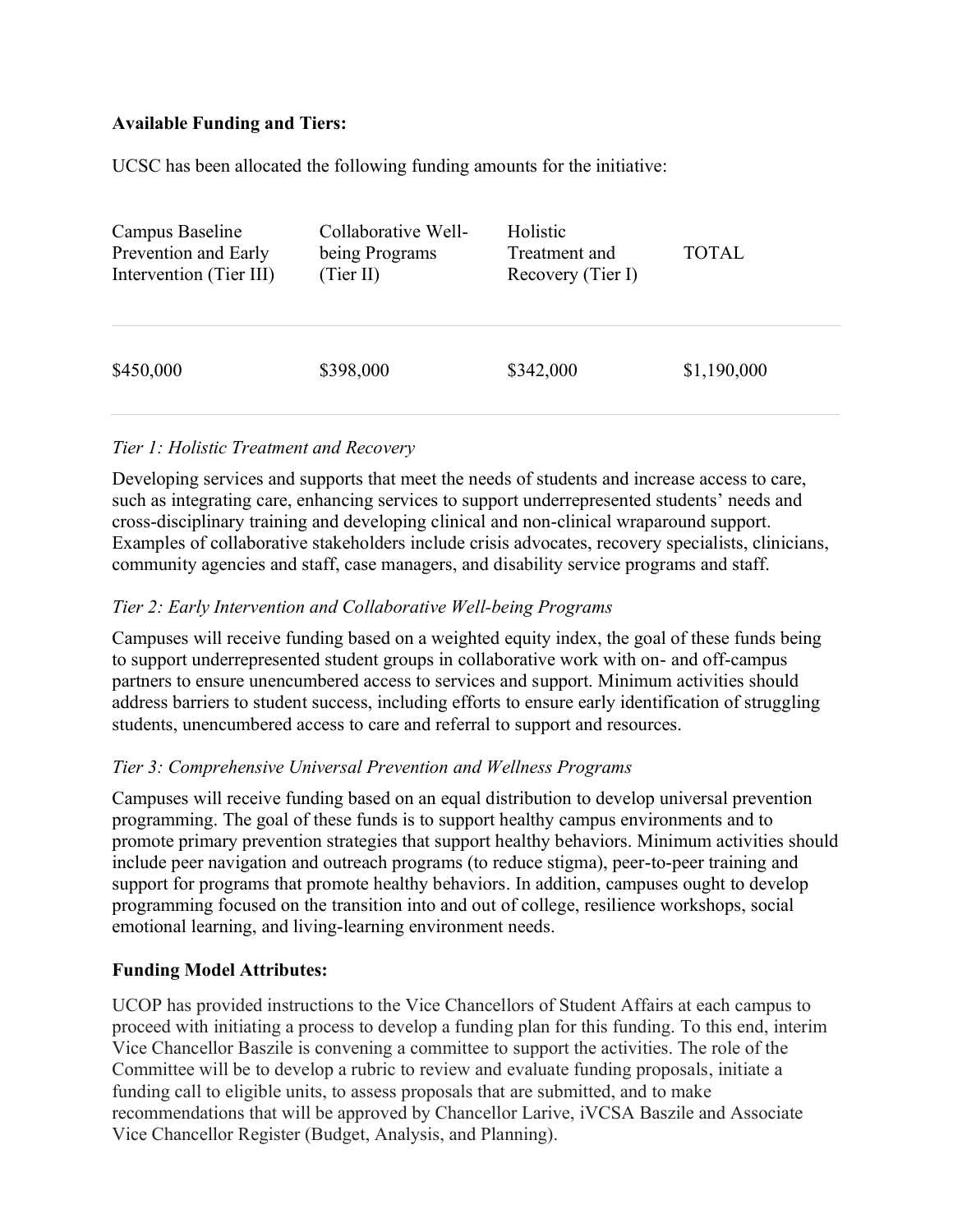**Available Funding and Tiers:**

UCSC has been allocated the following funding amounts for the initiative:

| Campus Baseline Prevention and Early Intervention (Tier III) | Collaborative Well-being Programs (Tier II) | Holistic Treatment and Recovery (Tier I) | TOTAL |
|---|---|---|---|
| $450,000 | $398,000 | $342,000 | $1,190,000 |

*Tier 1: Holistic Treatment and Recovery*

Developing services and supports that meet the needs of students and increase access to care, such as integrating care, enhancing services to support underrepresented students' needs and cross-disciplinary training and developing clinical and non-clinical wraparound support. Examples of collaborative stakeholders include crisis advocates, recovery specialists, clinicians, community agencies and staff, case managers, and disability service programs and staff.

*Tier 2: Early Intervention and Collaborative Well-being Programs*

Campuses will receive funding based on a weighted equity index, the goal of these funds being to support underrepresented student groups in collaborative work with on- and off-campus partners to ensure unencumbered access to services and support. Minimum activities should address barriers to student success, including efforts to ensure early identification of struggling students, unencumbered access to care and referral to support and resources.

*Tier 3: Comprehensive Universal Prevention and Wellness Programs*

Campuses will receive funding based on an equal distribution to develop universal prevention programming. The goal of these funds is to support healthy campus environments and to promote primary prevention strategies that support healthy behaviors. Minimum activities should include peer navigation and outreach programs (to reduce stigma), peer-to-peer training and support for programs that promote healthy behaviors. In addition, campuses ought to develop programming focused on the transition into and out of college, resilience workshops, social emotional learning, and living-learning environment needs.

**Funding Model Attributes:**

UCOP has provided instructions to the Vice Chancellors of Student Affairs at each campus to proceed with initiating a process to develop a funding plan for this funding. To this end, interim Vice Chancellor Baszile is convening a committee to support the activities. The role of the Committee will be to develop a rubric to review and evaluate funding proposals, initiate a funding call to eligible units, to assess proposals that are submitted, and to make recommendations that will be approved by Chancellor Larive, iVCSA Baszile and Associate Vice Chancellor Register (Budget, Analysis, and Planning).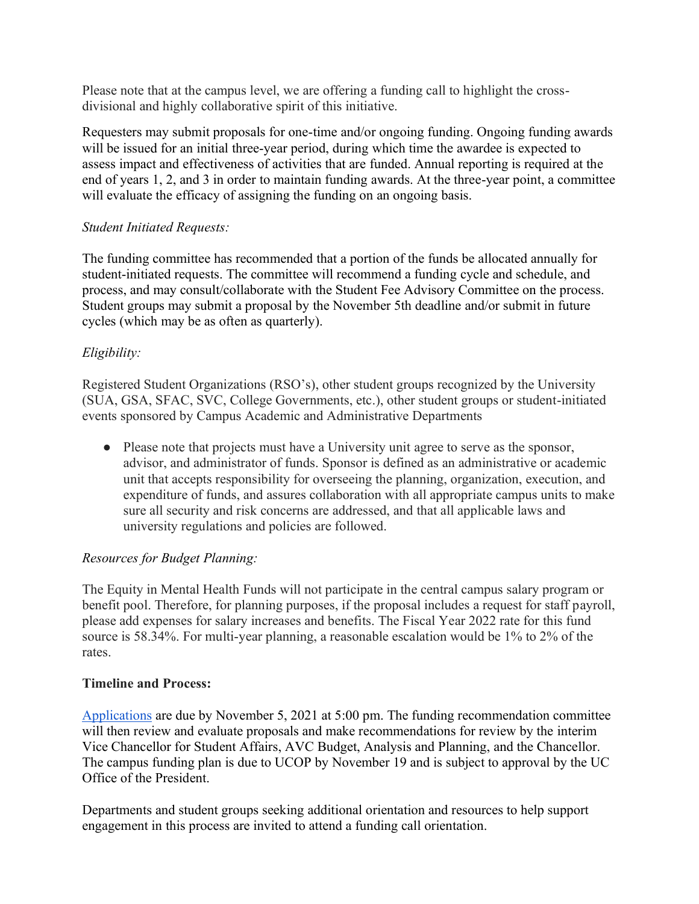Please note that at the campus level, we are offering a funding call to highlight the cross-divisional and highly collaborative spirit of this initiative.

Requesters may submit proposals for one-time and/or ongoing funding. Ongoing funding awards will be issued for an initial three-year period, during which time the awardee is expected to assess impact and effectiveness of activities that are funded. Annual reporting is required at the end of years 1, 2, and 3 in order to maintain funding awards. At the three-year point, a committee will evaluate the efficacy of assigning the funding on an ongoing basis.

*Student Initiated Requests:*

The funding committee has recommended that a portion of the funds be allocated annually for student-initiated requests. The committee will recommend a funding cycle and schedule, and process, and may consult/collaborate with the Student Fee Advisory Committee on the process. Student groups may submit a proposal by the November 5th deadline and/or submit in future cycles (which may be as often as quarterly).

*Eligibility:*

Registered Student Organizations (RSO's), other student groups recognized by the University (SUA, GSA, SFAC, SVC, College Governments, etc.), other student groups or student-initiated events sponsored by Campus Academic and Administrative Departments

- Please note that projects must have a University unit agree to serve as the sponsor, advisor, and administrator of funds. Sponsor is defined as an administrative or academic unit that accepts responsibility for overseeing the planning, organization, execution, and expenditure of funds, and assures collaboration with all appropriate campus units to make sure all security and risk concerns are addressed, and that all applicable laws and university regulations and policies are followed.

*Resources for Budget Planning:*

The Equity in Mental Health Funds will not participate in the central campus salary program or benefit pool. Therefore, for planning purposes, if the proposal includes a request for staff payroll, please add expenses for salary increases and benefits. The Fiscal Year 2022 rate for this fund source is 58.34%. For multi-year planning, a reasonable escalation would be 1% to 2% of the rates.

**Timeline and Process:**

Applications are due by November 5, 2021 at 5:00 pm. The funding recommendation committee will then review and evaluate proposals and make recommendations for review by the interim Vice Chancellor for Student Affairs, AVC Budget, Analysis and Planning, and the Chancellor. The campus funding plan is due to UCOP by November 19 and is subject to approval by the UC Office of the President.

Departments and student groups seeking additional orientation and resources to help support engagement in this process are invited to attend a funding call orientation.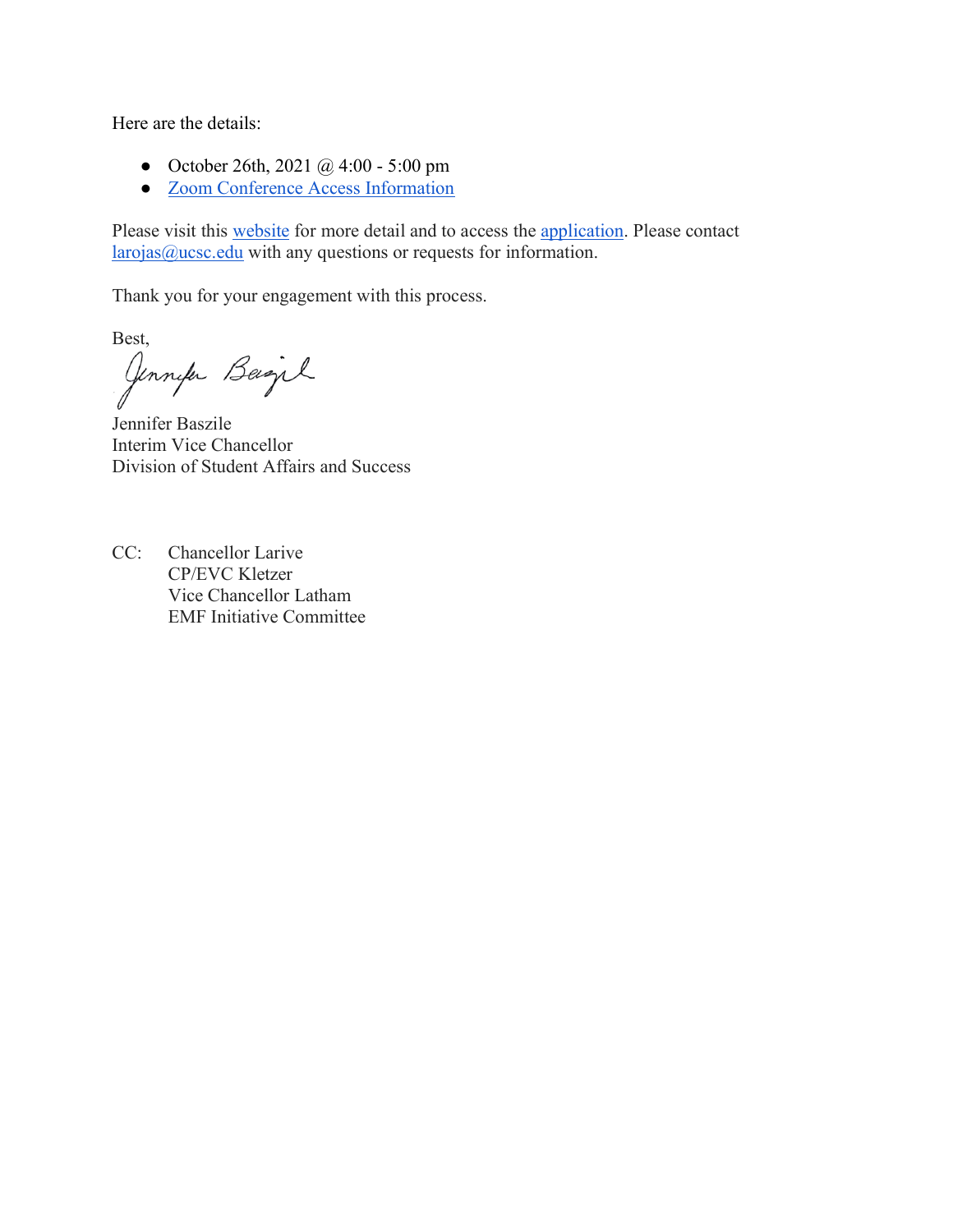Here are the details:

- October 26th, 2021 @ 4:00 - 5:00 pm
- Zoom Conference Access Information

Please visit this website for more detail and to access the application. Please contact larojas@ucsc.edu with any questions or requests for information.

Thank you for your engagement with this process.

Best,

Jennifer Baszile
Interim Vice Chancellor
Division of Student Affairs and Success

CC: Chancellor Larive
CP/EVC Kletzer
Vice Chancellor Latham
EMF Initiative Committee